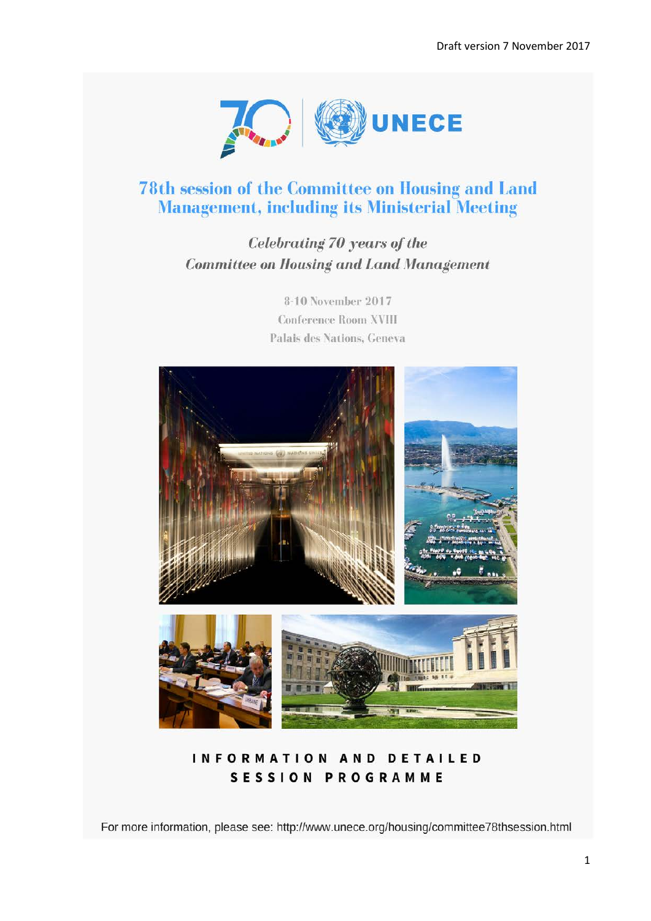Draft version 7 November 2017

# 78th session of the Committee on Housing and Land Management, including its Ministerial Meeting

*Celebrating 70 years of the Committee on Housing and Land Management*

8-10 November 2017
Conference Room XVIII
Palais des Nations, Geneva

## INFORMATION AND DETAILED SESSION PROGRAMME

For more information, please see: http://www.unece.org/housing/committee78thsession.html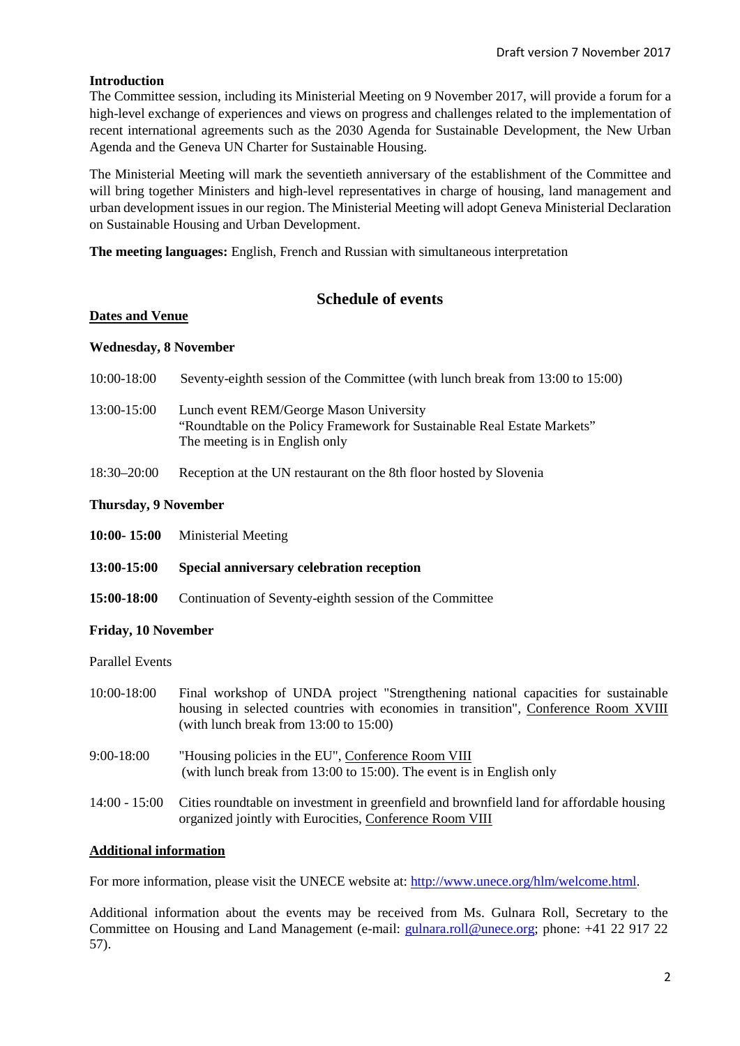Draft version 7 November 2017

**Introduction**

The Committee session, including its Ministerial Meeting on 9 November 2017, will provide a forum for a high-level exchange of experiences and views on progress and challenges related to the implementation of recent international agreements such as the 2030 Agenda for Sustainable Development, the New Urban Agenda and the Geneva UN Charter for Sustainable Housing.

The Ministerial Meeting will mark the seventieth anniversary of the establishment of the Committee and will bring together Ministers and high-level representatives in charge of housing, land management and urban development issues in our region. The Ministerial Meeting will adopt Geneva Ministerial Declaration on Sustainable Housing and Urban Development.

**The meeting languages:** English, French and Russian with simultaneous interpretation

## Schedule of events

**Dates and Venue**

**Wednesday, 8 November**

10:00-18:00 Seventy-eighth session of the Committee (with lunch break from 13:00 to 15:00)

13:00-15:00 Lunch event REM/George Mason University
"Roundtable on the Policy Framework for Sustainable Real Estate Markets"
The meeting is in English only

18:30–20:00 Reception at the UN restaurant on the 8th floor hosted by Slovenia

**Thursday, 9 November**

**10:00- 15:00** Ministerial Meeting

**13:00-15:00 Special anniversary celebration reception**

**15:00-18:00** Continuation of Seventy-eighth session of the Committee

**Friday, 10 November**

Parallel Events

10:00-18:00 Final workshop of UNDA project "Strengthening national capacities for sustainable housing in selected countries with economies in transition", Conference Room XVIII (with lunch break from 13:00 to 15:00)

9:00-18:00 "Housing policies in the EU", Conference Room VIII
(with lunch break from 13:00 to 15:00). The event is in English only

14:00 - 15:00 Cities roundtable on investment in greenfield and brownfield land for affordable housing organized jointly with Eurocities, Conference Room VIII

**Additional information**

For more information, please visit the UNECE website at: http://www.unece.org/hlm/welcome.html.

Additional information about the events may be received from Ms. Gulnara Roll, Secretary to the Committee on Housing and Land Management (e-mail: gulnara.roll@unece.org; phone: +41 22 917 22 57).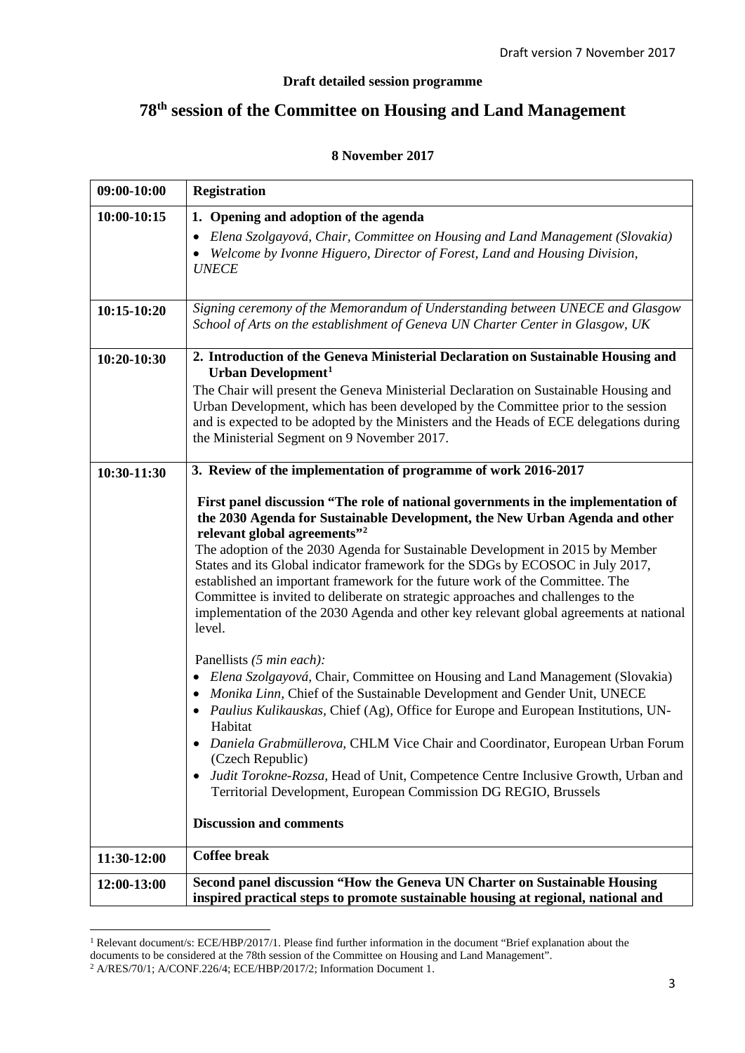Draft version 7 November 2017

**Draft detailed session programme**

# 78th session of the Committee on Housing and Land Management

**8 November 2017**

| 09:00-10:00 | **Registration** |
|---|---|
| 10:00-10:15 | **1. Opening and adoption of the agenda**<br>• *Elena Szolgayová, Chair, Committee on Housing and Land Management (Slovakia)*<br>• *Welcome by Ivonne Higuero, Director of Forest, Land and Housing Division, UNECE* |
| 10:15-10:20 | *Signing ceremony of the Memorandum of Understanding between UNECE and Glasgow School of Arts on the establishment of Geneva UN Charter Center in Glasgow, UK* |
| 10:20-10:30 | **2. Introduction of the Geneva Ministerial Declaration on Sustainable Housing and Urban Development[1]**<br>The Chair will present the Geneva Ministerial Declaration on Sustainable Housing and Urban Development, which has been developed by the Committee prior to the session and is expected to be adopted by the Ministers and the Heads of ECE delegations during the Ministerial Segment on 9 November 2017. |
| 10:30-11:30 | **3. Review of the implementation of programme of work 2016-2017**<br><br>**First panel discussion "The role of national governments in the implementation of the 2030 Agenda for Sustainable Development, the New Urban Agenda and other relevant global agreements"[2]**<br>The adoption of the 2030 Agenda for Sustainable Development in 2015 by Member States and its Global indicator framework for the SDGs by ECOSOC in July 2017, established an important framework for the future work of the Committee. The Committee is invited to deliberate on strategic approaches and challenges to the implementation of the 2030 Agenda and other key relevant global agreements at national level.<br><br>Panellists *(5 min each):*<br>• *Elena Szolgayová,* Chair, Committee on Housing and Land Management (Slovakia)<br>• *Monika Linn,* Chief of the Sustainable Development and Gender Unit, UNECE<br>• *Paulius Kulikauskas,* Chief (Ag), Office for Europe and European Institutions, UN-Habitat<br>• *Daniela Grabmüllerova,* CHLM Vice Chair and Coordinator, European Urban Forum (Czech Republic)<br>• *Judit Torokne-Rozsa,* Head of Unit, Competence Centre Inclusive Growth, Urban and Territorial Development, European Commission DG REGIO, Brussels<br><br>**Discussion and comments** |
| 11:30-12:00 | **Coffee break** |
| 12:00-13:00 | **Second panel discussion "How the Geneva UN Charter on Sustainable Housing inspired practical steps to promote sustainable housing at regional, national and** |

[1] Relevant document/s: ECE/HBP/2017/1. Please find further information in the document "Brief explanation about the documents to be considered at the 78th session of the Committee on Housing and Land Management".

[2] A/RES/70/1; A/CONF.226/4; ECE/HBP/2017/2; Information Document 1.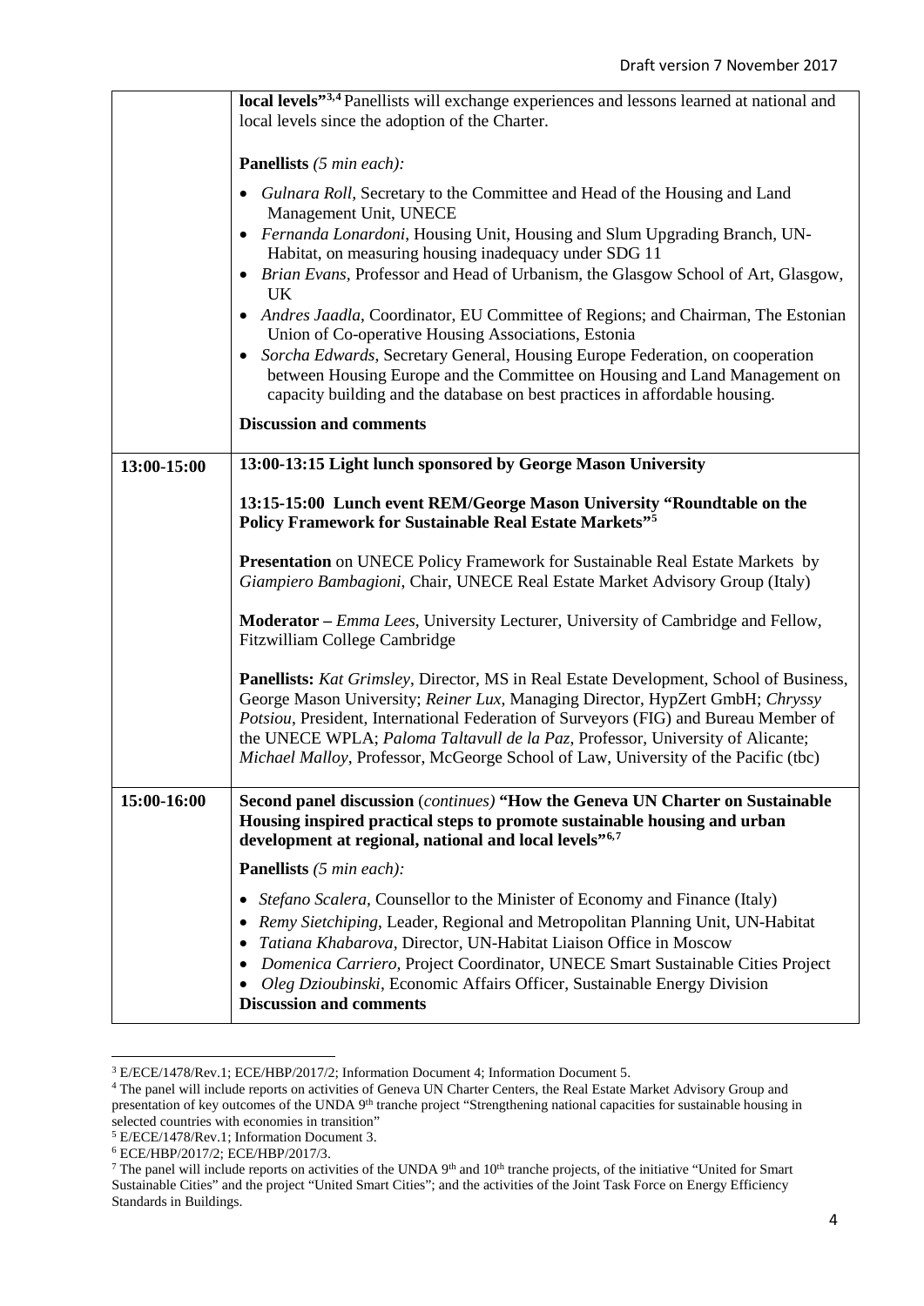| | |
|---|---|
| | **local levels"[3,4]** Panellists will exchange experiences and lessons learned at national and local levels since the adoption of the Charter.<br><br>**Panellists** *(5 min each):*<br><br>• *Gulnara Roll*, Secretary to the Committee and Head of the Housing and Land Management Unit, UNECE<br>• *Fernanda Lonardoni*, Housing Unit, Housing and Slum Upgrading Branch, UN-Habitat, on measuring housing inadequacy under SDG 11<br>• *Brian Evans*, Professor and Head of Urbanism, the Glasgow School of Art, Glasgow, UK<br>• *Andres Jaadla*, Coordinator, EU Committee of Regions; and Chairman, The Estonian Union of Co-operative Housing Associations, Estonia<br>• *Sorcha Edwards*, Secretary General, Housing Europe Federation, on cooperation between Housing Europe and the Committee on Housing and Land Management on capacity building and the database on best practices in affordable housing.<br><br>**Discussion and comments** |
| **13:00-15:00** | **13:00-13:15 Light lunch sponsored by George Mason University**<br><br>**13:15-15:00 Lunch event REM/George Mason University "Roundtable on the Policy Framework for Sustainable Real Estate Markets"[5]**<br><br>**Presentation** on UNECE Policy Framework for Sustainable Real Estate Markets by *Giampiero Bambagioni*, Chair, UNECE Real Estate Market Advisory Group (Italy)<br><br>**Moderator –** *Emma Lees*, University Lecturer, University of Cambridge and Fellow, Fitzwilliam College Cambridge<br><br>**Panellists:** *Kat Grimsley*, Director, MS in Real Estate Development, School of Business, George Mason University; *Reiner Lux*, Managing Director, HypZert GmbH; *Chryssy Potsiou*, President, International Federation of Surveyors (FIG) and Bureau Member of the UNECE WPLA; *Paloma Taltavull de la Paz*, Professor, University of Alicante; *Michael Malloy*, Professor, McGeorge School of Law, University of the Pacific (tbc) |
| **15:00-16:00** | **Second panel discussion** *(continues)* **"How the Geneva UN Charter on Sustainable Housing inspired practical steps to promote sustainable housing and urban development at regional, national and local levels"[6,7]**<br><br>**Panellists** *(5 min each):*<br><br>• *Stefano Scalera*, Counsellor to the Minister of Economy and Finance (Italy)<br>• *Remy Sietchiping*, Leader, Regional and Metropolitan Planning Unit, UN-Habitat<br>• *Tatiana Khabarova*, Director, UN-Habitat Liaison Office in Moscow<br>• *Domenica Carriero*, Project Coordinator, UNECE Smart Sustainable Cities Project<br>• *Oleg Dzioubinski*, Economic Affairs Officer, Sustainable Energy Division<br>**Discussion and comments** |

[3] E/ECE/1478/Rev.1; ECE/HBP/2017/2; Information Document 4; Information Document 5.

[4] The panel will include reports on activities of Geneva UN Charter Centers, the Real Estate Market Advisory Group and presentation of key outcomes of the UNDA 9th tranche project "Strengthening national capacities for sustainable housing in selected countries with economies in transition"

[5] E/ECE/1478/Rev.1; Information Document 3.

[6] ECE/HBP/2017/2; ECE/HBP/2017/3.

[7] The panel will include reports on activities of the UNDA 9th and 10th tranche projects, of the initiative "United for Smart Sustainable Cities" and the project "United Smart Cities"; and the activities of the Joint Task Force on Energy Efficiency Standards in Buildings.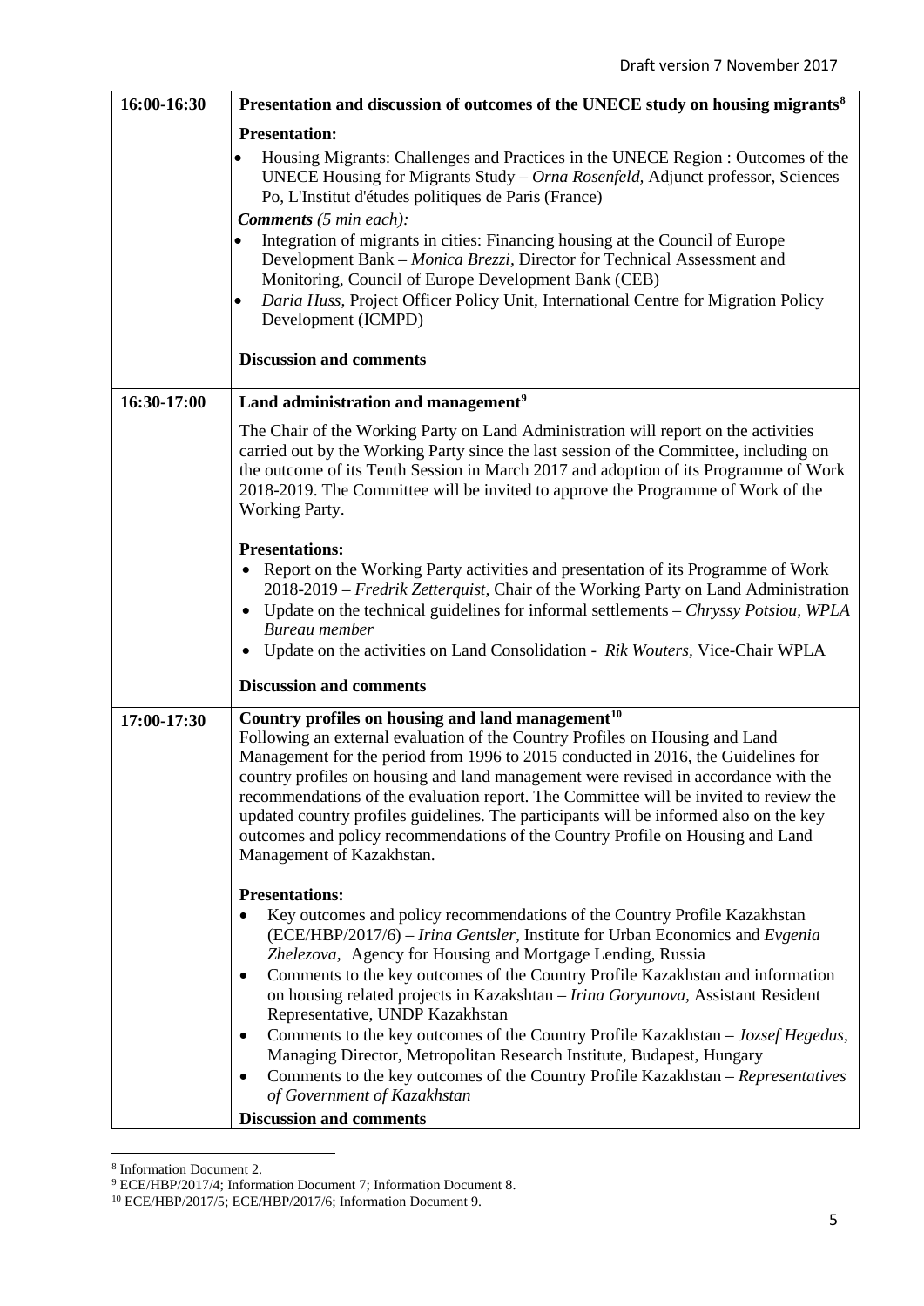| | |
|---|---|
| 16:00-16:30 | **Presentation and discussion of outcomes of the UNECE study on housing migrants**[8]<br><br>**Presentation:**<br>• Housing Migrants: Challenges and Practices in the UNECE Region : Outcomes of the UNECE Housing for Migrants Study – *Orna Rosenfeld*, Adjunct professor, Sciences Po, L'Institut d'études politiques de Paris (France)<br>***Comments*** *(5 min each):*<br>• Integration of migrants in cities: Financing housing at the Council of Europe Development Bank – *Monica Brezzi*, Director for Technical Assessment and Monitoring, Council of Europe Development Bank (CEB)<br>• *Daria Huss*, Project Officer Policy Unit, International Centre for Migration Policy Development (ICMPD)<br><br>**Discussion and comments** |
| 16:30-17:00 | **Land administration and management**[9]<br><br>The Chair of the Working Party on Land Administration will report on the activities carried out by the Working Party since the last session of the Committee, including on the outcome of its Tenth Session in March 2017 and adoption of its Programme of Work 2018-2019. The Committee will be invited to approve the Programme of Work of the Working Party.<br><br>**Presentations:**<br>• Report on the Working Party activities and presentation of its Programme of Work 2018-2019 – *Fredrik Zetterquist*, Chair of the Working Party on Land Administration<br>• Update on the technical guidelines for informal settlements – *Chryssy Potsiou, WPLA Bureau member*<br>• Update on the activities on Land Consolidation - *Rik Wouters*, Vice-Chair WPLA<br><br>**Discussion and comments** |
| 17:00-17:30 | **Country profiles on housing and land management**[10]<br>Following an external evaluation of the Country Profiles on Housing and Land Management for the period from 1996 to 2015 conducted in 2016, the Guidelines for country profiles on housing and land management were revised in accordance with the recommendations of the evaluation report. The Committee will be invited to review the updated country profiles guidelines. The participants will be informed also on the key outcomes and policy recommendations of the Country Profile on Housing and Land Management of Kazakhstan.<br><br>**Presentations:**<br>• Key outcomes and policy recommendations of the Country Profile Kazakhstan (ECE/HBP/2017/6) – *Irina Gentsler*, Institute for Urban Economics and *Evgenia Zhelezova*, Agency for Housing and Mortgage Lending, Russia<br>• Comments to the key outcomes of the Country Profile Kazakhstan and information on housing related projects in Kazakshtan – *Irina Goryunova*, Assistant Resident Representative, UNDP Kazakhstan<br>• Comments to the key outcomes of the Country Profile Kazakhstan – *Jozsef Hegedus*, Managing Director, Metropolitan Research Institute, Budapest, Hungary<br>• Comments to the key outcomes of the Country Profile Kazakhstan – *Representatives of Government of Kazakhstan*<br>**Discussion and comments** |

[8] Information Document 2.

[9] ECE/HBP/2017/4; Information Document 7; Information Document 8.

[10] ECE/HBP/2017/5; ECE/HBP/2017/6; Information Document 9.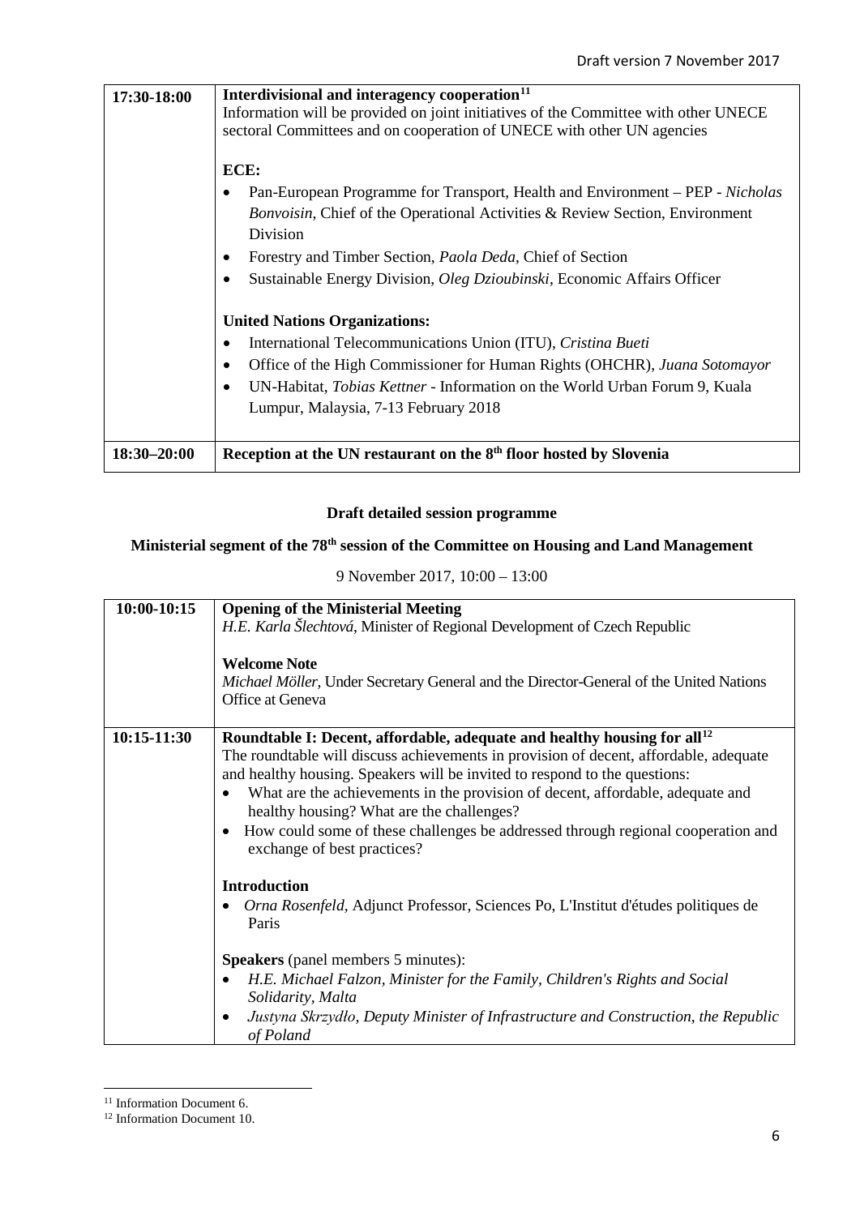| | |
|---|---|
| **17:30-18:00** | **Interdivisional and interagency cooperation**[11]<br>Information will be provided on joint initiatives of the Committee with other UNECE sectoral Committees and on cooperation of UNECE with other UN agencies<br><br>**ECE:**<br>• Pan-European Programme for Transport, Health and Environment – PEP - *Nicholas Bonvoisin*, Chief of the Operational Activities & Review Section, Environment Division<br>• Forestry and Timber Section, *Paola Deda*, Chief of Section<br>• Sustainable Energy Division, *Oleg Dzioubinski*, Economic Affairs Officer<br><br>**United Nations Organizations:**<br>• International Telecommunications Union (ITU), *Cristina Bueti*<br>• Office of the High Commissioner for Human Rights (OHCHR), *Juana Sotomayor*<br>• UN-Habitat, *Tobias Kettner* - Information on the World Urban Forum 9, Kuala Lumpur, Malaysia, 7-13 February 2018 |
| **18:30–20:00** | **Reception at the UN restaurant on the 8th floor hosted by Slovenia** |

**Draft detailed session programme**

**Ministerial segment of the 78th session of the Committee on Housing and Land Management**

9 November 2017, 10:00 – 13:00

| | |
|---|---|
| **10:00-10:15** | **Opening of the Ministerial Meeting**<br>*H.E. Karla Šlechtová*, Minister of Regional Development of Czech Republic<br><br>**Welcome Note**<br>*Michael Möller*, Under Secretary General and the Director-General of the United Nations Office at Geneva |
| **10:15-11:30** | **Roundtable I: Decent, affordable, adequate and healthy housing for all**[12]<br>The roundtable will discuss achievements in provision of decent, affordable, adequate and healthy housing. Speakers will be invited to respond to the questions:<br>• What are the achievements in the provision of decent, affordable, adequate and healthy housing? What are the challenges?<br>• How could some of these challenges be addressed through regional cooperation and exchange of best practices?<br><br>**Introduction**<br>• *Orna Rosenfeld*, Adjunct Professor, Sciences Po, L'Institut d'études politiques de Paris<br><br>**Speakers** (panel members 5 minutes):<br>• *H.E. Michael Falzon, Minister for the Family, Children's Rights and Social Solidarity, Malta*<br>• *Justyna Skrzydło, Deputy Minister of Infrastructure and Construction, the Republic of Poland* |

[11] Information Document 6.

[12] Information Document 10.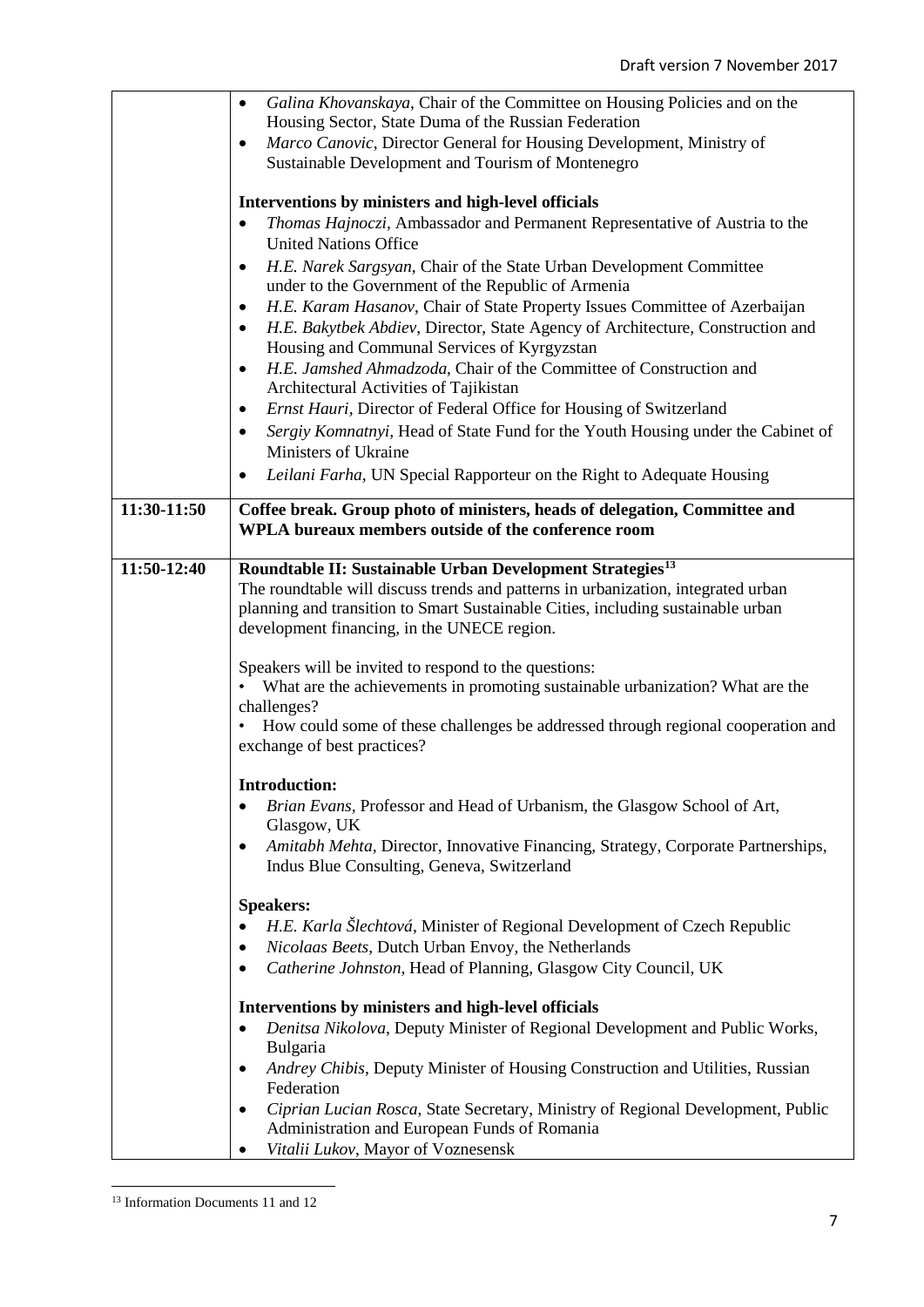| | |
|---|---|
| | • *Galina Khovanskaya*, Chair of the Committee on Housing Policies and on the Housing Sector, State Duma of the Russian Federation<br>• *Marco Canovic*, Director General for Housing Development, Ministry of Sustainable Development and Tourism of Montenegro<br><br>**Interventions by ministers and high-level officials**<br>• *Thomas Hajnoczi*, Ambassador and Permanent Representative of Austria to the United Nations Office<br>• *H.E. Narek Sargsyan*, Chair of the State Urban Development Committee under to the Government of the Republic of Armenia<br>• *H.E. Karam Hasanov*, Chair of State Property Issues Committee of Azerbaijan<br>• *H.E. Bakytbek Abdiev*, Director, State Agency of Architecture, Construction and Housing and Communal Services of Kyrgyzstan<br>• *H.E. Jamshed Ahmadzoda*, Chair of the Committee of Construction and Architectural Activities of Tajikistan<br>• *Ernst Hauri*, Director of Federal Office for Housing of Switzerland<br>• *Sergiy Komnatnyi*, Head of State Fund for the Youth Housing under the Cabinet of Ministers of Ukraine<br>• *Leilani Farha*, UN Special Rapporteur on the Right to Adequate Housing |
| **11:30-11:50** | **Coffee break. Group photo of ministers, heads of delegation, Committee and WPLA bureaux members outside of the conference room** |
| **11:50-12:40** | **Roundtable II: Sustainable Urban Development Strategies**[13]<br>The roundtable will discuss trends and patterns in urbanization, integrated urban planning and transition to Smart Sustainable Cities, including sustainable urban development financing, in the UNECE region.<br><br>Speakers will be invited to respond to the questions:<br>• What are the achievements in promoting sustainable urbanization? What are the challenges?<br>• How could some of these challenges be addressed through regional cooperation and exchange of best practices?<br><br>**Introduction:**<br>• *Brian Evans*, Professor and Head of Urbanism, the Glasgow School of Art, Glasgow, UK<br>• *Amitabh Mehta*, Director, Innovative Financing, Strategy, Corporate Partnerships, Indus Blue Consulting, Geneva, Switzerland<br><br>**Speakers:**<br>• *H.E. Karla Šlechtová*, Minister of Regional Development of Czech Republic<br>• *Nicolaas Beets*, Dutch Urban Envoy, the Netherlands<br>• *Catherine Johnston*, Head of Planning, Glasgow City Council, UK<br><br>**Interventions by ministers and high-level officials**<br>• *Denitsa Nikolova*, Deputy Minister of Regional Development and Public Works, Bulgaria<br>• *Andrey Chibis*, Deputy Minister of Housing Construction and Utilities, Russian Federation<br>• *Ciprian Lucian Rosca*, State Secretary, Ministry of Regional Development, Public Administration and European Funds of Romania<br>• *Vitalii Lukov*, Mayor of Voznesensk |

[13] Information Documents 11 and 12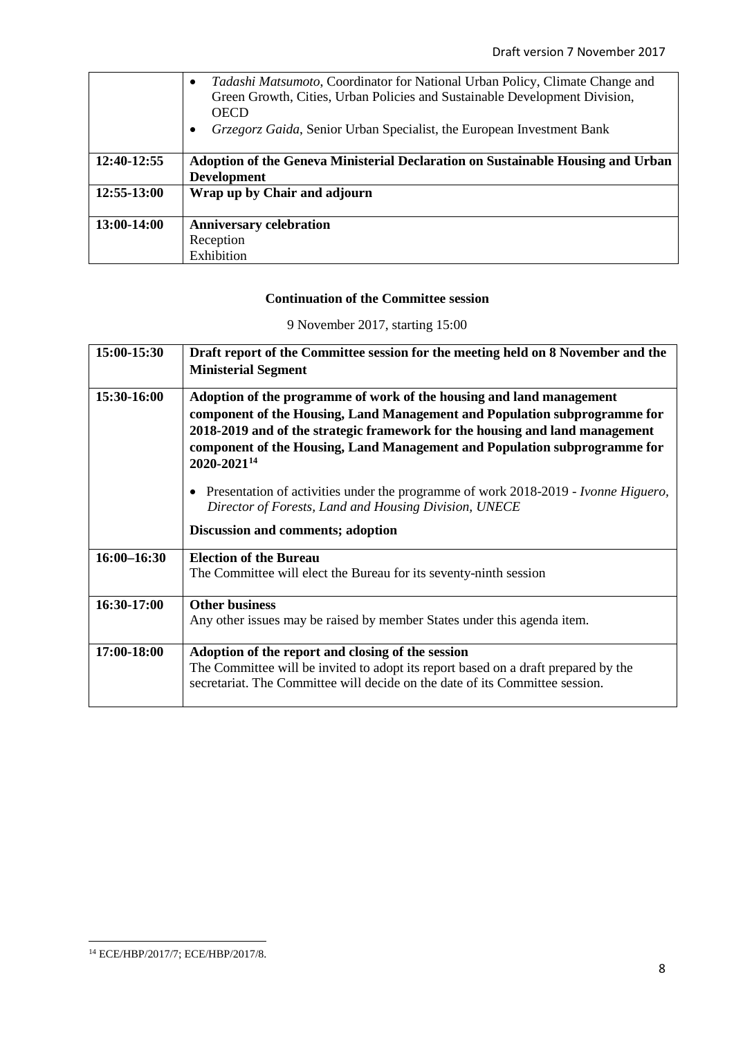| | |
|---|---|
| | • *Tadashi Matsumoto*, Coordinator for National Urban Policy, Climate Change and Green Growth, Cities, Urban Policies and Sustainable Development Division, OECD<br>• *Grzegorz Gaida*, Senior Urban Specialist, the European Investment Bank |
| **12:40-12:55** | **Adoption of the Geneva Ministerial Declaration on Sustainable Housing and Urban Development** |
| **12:55-13:00** | **Wrap up by Chair and adjourn** |
| **13:00-14:00** | **Anniversary celebration**<br>Reception<br>Exhibition |

**Continuation of the Committee session**

9 November 2017, starting 15:00

| | |
|---|---|
| **15:00-15:30** | **Draft report of the Committee session for the meeting held on 8 November and the Ministerial Segment** |
| **15:30-16:00** | **Adoption of the programme of work of the housing and land management component of the Housing, Land Management and Population subprogramme for 2018-2019 and of the strategic framework for the housing and land management component of the Housing, Land Management and Population subprogramme for 2020-2021**[14]<br>• Presentation of activities under the programme of work 2018-2019 - *Ivonne Higuero, Director of Forests, Land and Housing Division, UNECE*<br>**Discussion and comments; adoption** |
| **16:00–16:30** | **Election of the Bureau**<br>The Committee will elect the Bureau for its seventy-ninth session |
| **16:30-17:00** | **Other business**<br>Any other issues may be raised by member States under this agenda item. |
| **17:00-18:00** | **Adoption of the report and closing of the session**<br>The Committee will be invited to adopt its report based on a draft prepared by the secretariat. The Committee will decide on the date of its Committee session. |

[14] ECE/HBP/2017/7; ECE/HBP/2017/8.